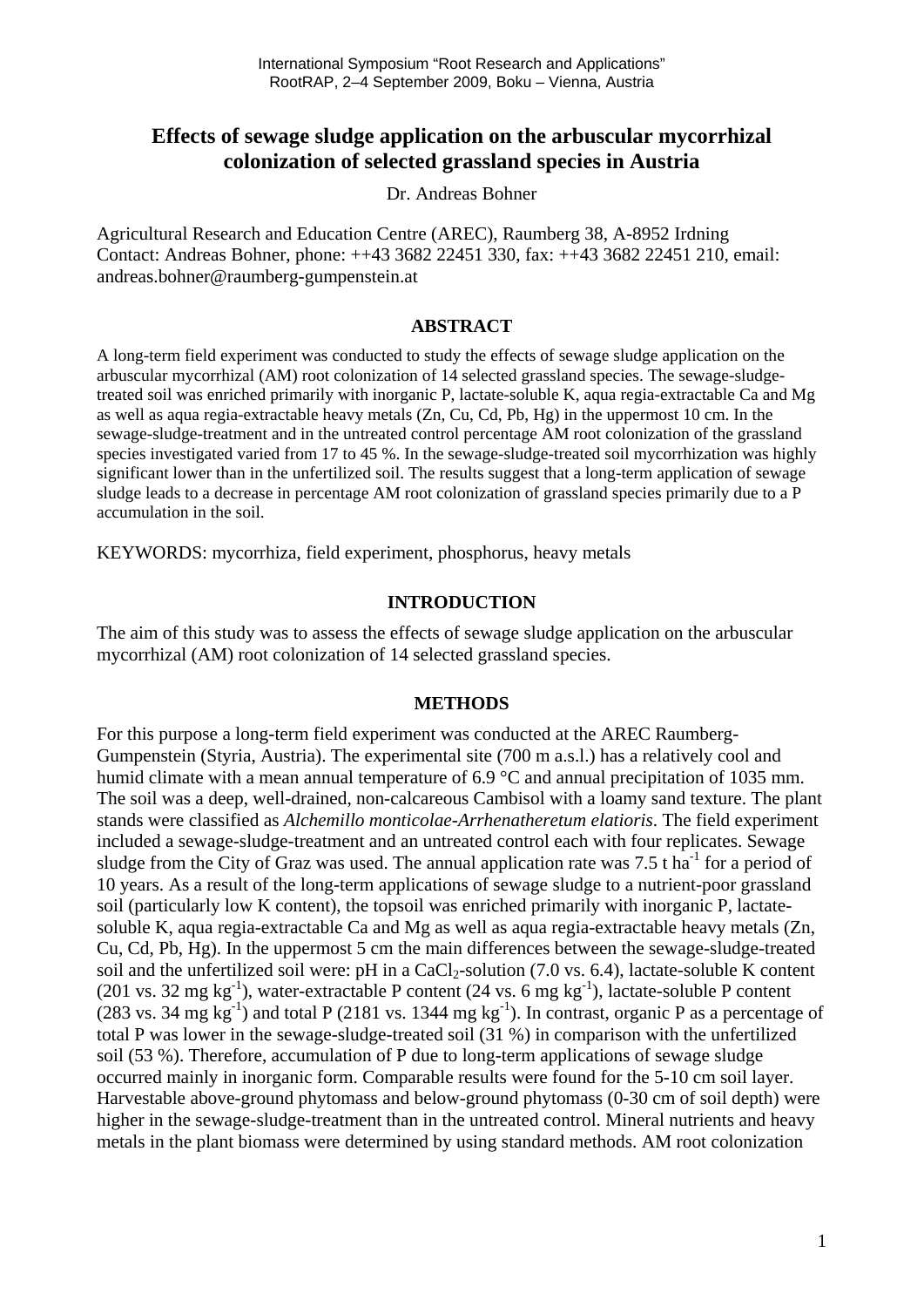# Effects of sewage sludge application on the arbuscular mycorrhizal colonization of selected grassland species in Austria

Dr. Andreas Bohner

Agricultural Research and Education Centre (AREC), Raumberg 38, A-8952 Irdning
Contact: Andreas Bohner, phone: ++43 3682 22451 330, fax: ++43 3682 22451 210, email: andreas.bohner@raumberg-gumpenstein.at

## ABSTRACT

A long-term field experiment was conducted to study the effects of sewage sludge application on the arbuscular mycorrhizal (AM) root colonization of 14 selected grassland species. The sewage-sludge-treated soil was enriched primarily with inorganic P, lactate-soluble K, aqua regia-extractable Ca and Mg as well as aqua regia-extractable heavy metals (Zn, Cu, Cd, Pb, Hg) in the uppermost 10 cm. In the sewage-sludge-treatment and in the untreated control percentage AM root colonization of the grassland species investigated varied from 17 to 45 %. In the sewage-sludge-treated soil mycorrhization was highly significant lower than in the unfertilized soil. The results suggest that a long-term application of sewage sludge leads to a decrease in percentage AM root colonization of grassland species primarily due to a P accumulation in the soil.

KEYWORDS: mycorrhiza, field experiment, phosphorus, heavy metals

## INTRODUCTION

The aim of this study was to assess the effects of sewage sludge application on the arbuscular mycorrhizal (AM) root colonization of 14 selected grassland species.

## METHODS

For this purpose a long-term field experiment was conducted at the AREC Raumberg-Gumpenstein (Styria, Austria). The experimental site (700 m a.s.l.) has a relatively cool and humid climate with a mean annual temperature of 6.9 °C and annual precipitation of 1035 mm. The soil was a deep, well-drained, non-calcareous Cambisol with a loamy sand texture. The plant stands were classified as *Alchemillo monticolae-Arrhenatheretum elatioris*. The field experiment included a sewage-sludge-treatment and an untreated control each with four replicates. Sewage sludge from the City of Graz was used. The annual application rate was 7.5 t $ha^{-1}$ for a period of 10 years. As a result of the long-term applications of sewage sludge to a nutrient-poor grassland soil (particularly low K content), the topsoil was enriched primarily with inorganic P, lactate-soluble K, aqua regia-extractable Ca and Mg as well as aqua regia-extractable heavy metals (Zn, Cu, Cd, Pb, Hg). In the uppermost 5 cm the main differences between the sewage-sludge-treated soil and the unfertilized soil were: pH in a $CaCl_2$-solution (7.0 vs. 6.4), lactate-soluble K content (201 vs. 32 mg $kg^{-1}$), water-extractable P content (24 vs. 6 mg $kg^{-1}$), lactate-soluble P content (283 vs. 34 mg $kg^{-1}$) and total P (2181 vs. 1344 mg $kg^{-1}$). In contrast, organic P as a percentage of total P was lower in the sewage-sludge-treated soil (31 %) in comparison with the unfertilized soil (53 %). Therefore, accumulation of P due to long-term applications of sewage sludge occurred mainly in inorganic form. Comparable results were found for the 5-10 cm soil layer. Harvestable above-ground phytomass and below-ground phytomass (0-30 cm of soil depth) were higher in the sewage-sludge-treatment than in the untreated control. Mineral nutrients and heavy metals in the plant biomass were determined by using standard methods. AM root colonization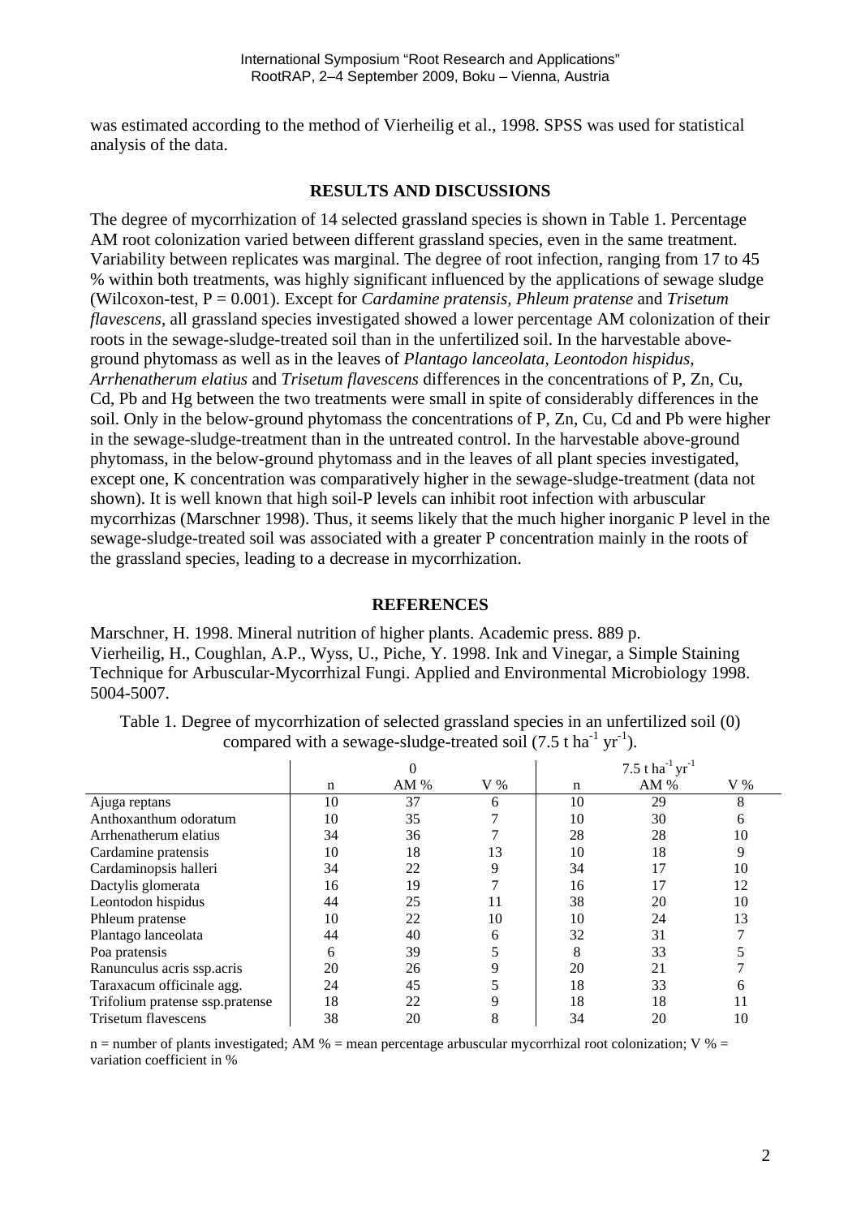was estimated according to the method of Vierheilig et al., 1998. SPSS was used for statistical analysis of the data.

## RESULTS AND DISCUSSIONS

The degree of mycorrhization of 14 selected grassland species is shown in Table 1. Percentage AM root colonization varied between different grassland species, even in the same treatment. Variability between replicates was marginal. The degree of root infection, ranging from 17 to 45 % within both treatments, was highly significant influenced by the applications of sewage sludge (Wilcoxon-test, $P = 0.001$). Except for *Cardamine pratensis, Phleum pratense* and *Trisetum flavescens*, all grassland species investigated showed a lower percentage AM colonization of their roots in the sewage-sludge-treated soil than in the unfertilized soil. In the harvestable above-ground phytomass as well as in the leaves of *Plantago lanceolata, Leontodon hispidus, Arrhenatherum elatius* and *Trisetum flavescens* differences in the concentrations of P, Zn, Cu, Cd, Pb and Hg between the two treatments were small in spite of considerably differences in the soil. Only in the below-ground phytomass the concentrations of P, Zn, Cu, Cd and Pb were higher in the sewage-sludge-treatment than in the untreated control. In the harvestable above-ground phytomass, in the below-ground phytomass and in the leaves of all plant species investigated, except one, K concentration was comparatively higher in the sewage-sludge-treatment (data not shown). It is well known that high soil-P levels can inhibit root infection with arbuscular mycorrhizas (Marschner 1998). Thus, it seems likely that the much higher inorganic P level in the sewage-sludge-treated soil was associated with a greater P concentration mainly in the roots of the grassland species, leading to a decrease in mycorrhization.

## REFERENCES

Marschner, H. 1998. Mineral nutrition of higher plants. Academic press. 889 p.
Vierheilig, H., Coughlan, A.P., Wyss, U., Piche, Y. 1998. Ink and Vinegar, a Simple Staining Technique for Arbuscular-Mycorrhizal Fungi. Applied and Environmental Microbiology 1998. 5004-5007.

Table 1. Degree of mycorrhization of selected grassland species in an unfertilized soil (0) compared with a sewage-sludge-treated soil (7.5 t $ha^{-1}$ $yr^{-1}$).

| | 0 | | | 7.5 t $ha^{-1}$ $yr^{-1}$ | | |
|---|---|---|---|---|---|---|
| | n | AM % | V % | n | AM % | V % |
| Ajuga reptans | 10 | 37 | 6 | 10 | 29 | 8 |
| Anthoxanthum odoratum | 10 | 35 | 7 | 10 | 30 | 6 |
| Arrhenatherum elatius | 34 | 36 | 7 | 28 | 28 | 10 |
| Cardamine pratensis | 10 | 18 | 13 | 10 | 18 | 9 |
| Cardaminopsis halleri | 34 | 22 | 9 | 34 | 17 | 10 |
| Dactylis glomerata | 16 | 19 | 7 | 16 | 17 | 12 |
| Leontodon hispidus | 44 | 25 | 11 | 38 | 20 | 10 |
| Phleum pratense | 10 | 22 | 10 | 10 | 24 | 13 |
| Plantago lanceolata | 44 | 40 | 6 | 32 | 31 | 7 |
| Poa pratensis | 6 | 39 | 5 | 8 | 33 | 5 |
| Ranunculus acris ssp.acris | 20 | 26 | 9 | 20 | 21 | 7 |
| Taraxacum officinale agg. | 24 | 45 | 5 | 18 | 33 | 6 |
| Trifolium pratense ssp.pratense | 18 | 22 | 9 | 18 | 18 | 11 |
| Trisetum flavescens | 38 | 20 | 8 | 34 | 20 | 10 |

n = number of plants investigated; AM % = mean percentage arbuscular mycorrhizal root colonization; V % = variation coefficient in %